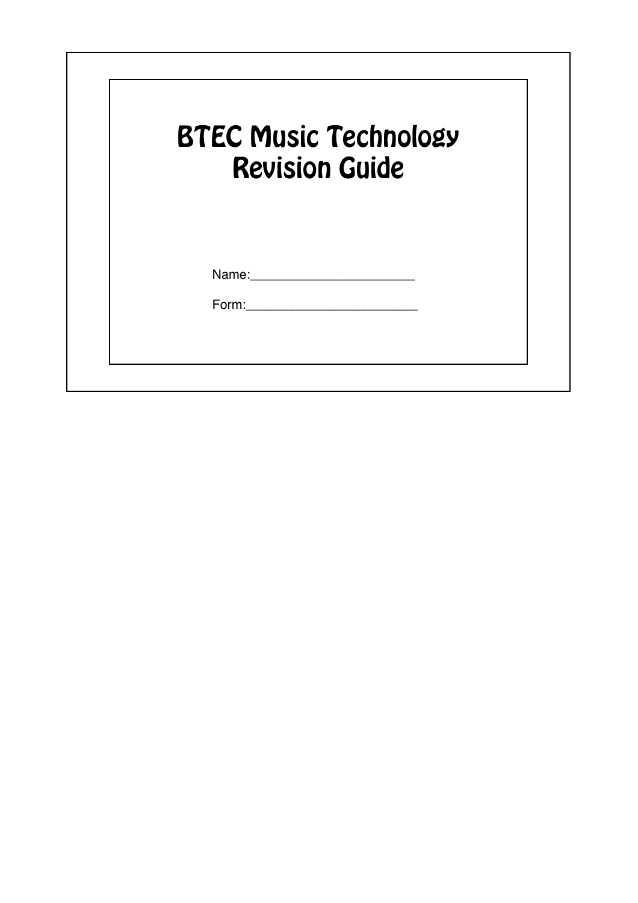# BTEC Music Technology Revision Guide

Name:________________________

Form:_________________________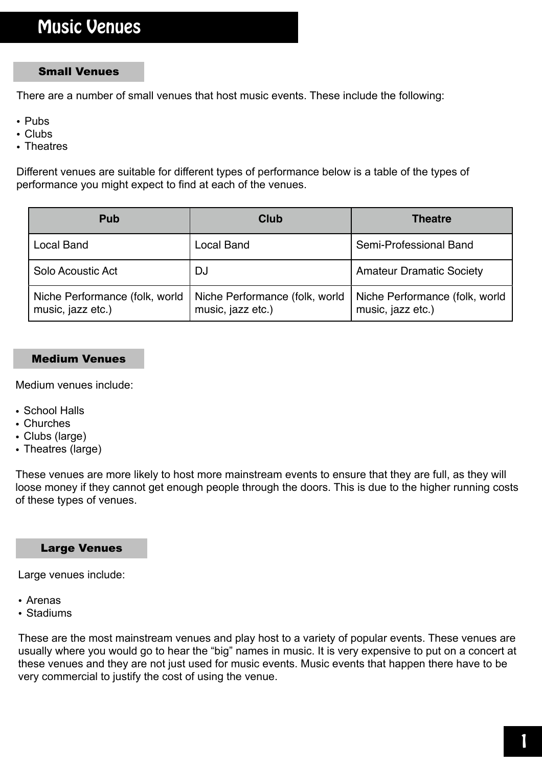# Music Venues

## Small Venues

There are a number of small venues that host music events. These include the following:

- Pubs
- Clubs
- Theatres

Different venues are suitable for different types of performance below is a table of the types of performance you might expect to find at each of the venues.

| Pub | Club | Theatre |
| --- | --- | --- |
| Local Band | Local Band | Semi-Professional Band |
| Solo Acoustic Act | DJ | Amateur Dramatic Society |
| Niche Performance (folk, world music, jazz etc.) | Niche Performance (folk, world music, jazz etc.) | Niche Performance (folk, world music, jazz etc.) |

## Medium Venues

Medium venues include:

- School Halls
- Churches
- Clubs (large)
- Theatres (large)

These venues are more likely to host more mainstream events to ensure that they are full, as they will loose money if they cannot get enough people through the doors. This is due to the higher running costs of these types of venues.

## Large Venues

Large venues include:

- Arenas
- Stadiums

These are the most mainstream venues and play host to a variety of popular events. These venues are usually where you would go to hear the "big" names in music. It is very expensive to put on a concert at these venues and they are not just used for music events. Music events that happen there have to be very commercial to justify the cost of using the venue.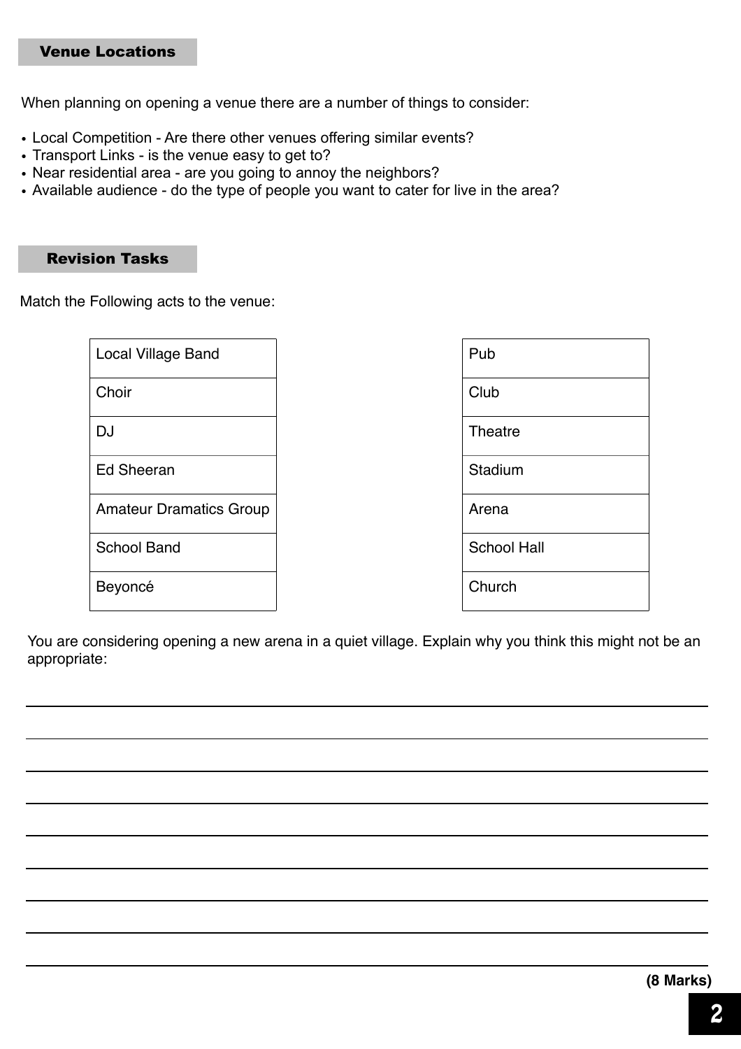## Venue Locations

When planning on opening a venue there are a number of things to consider:

- Local Competition - Are there other venues offering similar events?
- Transport Links - is the venue easy to get to?
- Near residential area - are you going to annoy the neighbors?
- Available audience - do the type of people you want to cater for live in the area?

## Revision Tasks

Match the Following acts to the venue:

| Act | Venue |
| --- | --- |
| Local Village Band | Pub |
| Choir | Club |
| DJ | Theatre |
| Ed Sheeran | Stadium |
| Amateur Dramatics Group | Arena |
| School Band | School Hall |
| Beyoncé | Church |

You are considering opening a new arena in a quiet village. Explain why you think this might not be an appropriate:

______________________________________________________________________

______________________________________________________________________

______________________________________________________________________

______________________________________________________________________

______________________________________________________________________

______________________________________________________________________

______________________________________________________________________

______________________________________________________________________

______________________________________________________________________

**(8 Marks)**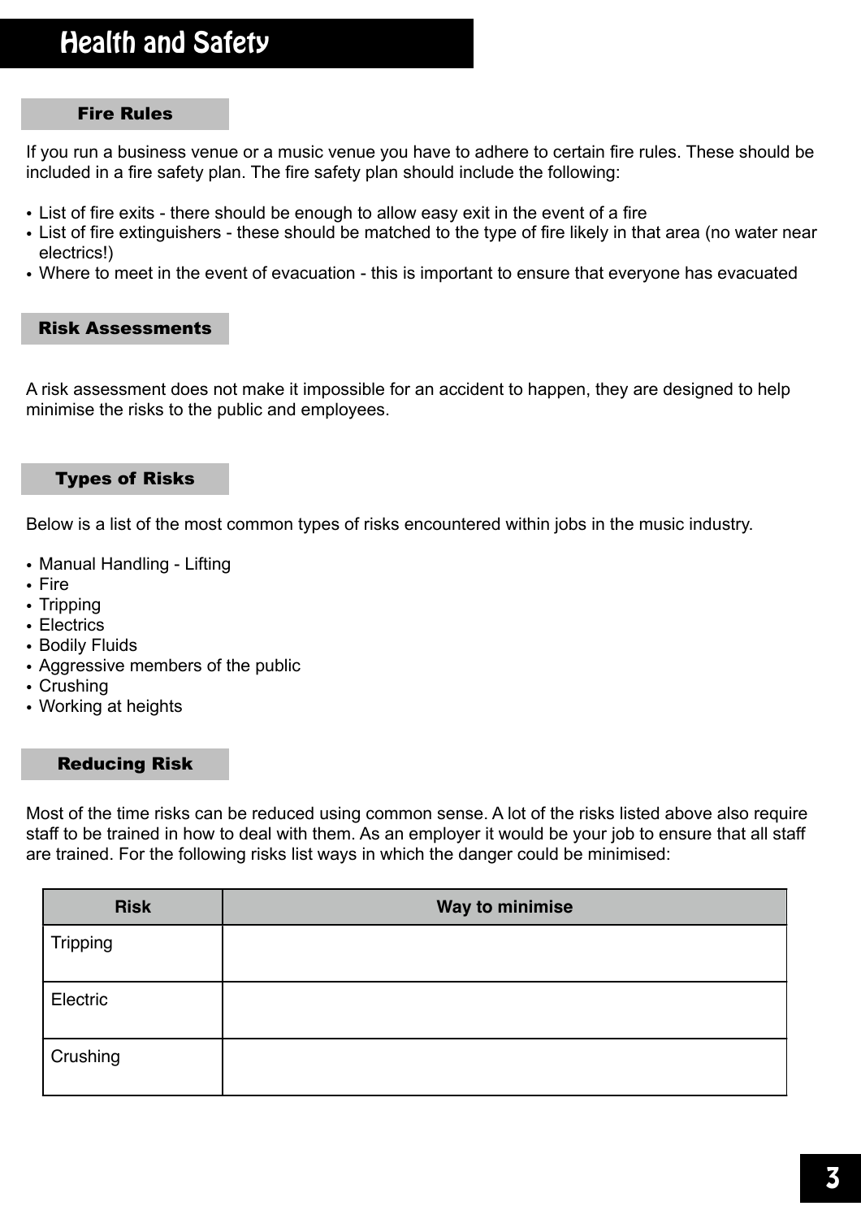# Health and Safety

## Fire Rules

If you run a business venue or a music venue you have to adhere to certain fire rules. These should be included in a fire safety plan. The fire safety plan should include the following:

- List of fire exits - there should be enough to allow easy exit in the event of a fire
- List of fire extinguishers - these should be matched to the type of fire likely in that area (no water near electrics!)
- Where to meet in the event of evacuation - this is important to ensure that everyone has evacuated

## Risk Assessments

A risk assessment does not make it impossible for an accident to happen, they are designed to help minimise the risks to the public and employees.

## Types of Risks

Below is a list of the most common types of risks encountered within jobs in the music industry.

- Manual Handling - Lifting
- Fire
- Tripping
- Electrics
- Bodily Fluids
- Aggressive members of the public
- Crushing
- Working at heights

## Reducing Risk

Most of the time risks can be reduced using common sense. A lot of the risks listed above also require staff to be trained in how to deal with them. As an employer it would be your job to ensure that all staff are trained. For the following risks list ways in which the danger could be minimised:

| Risk | Way to minimise |
|---|---|
| Tripping | |
| Electric | |
| Crushing | |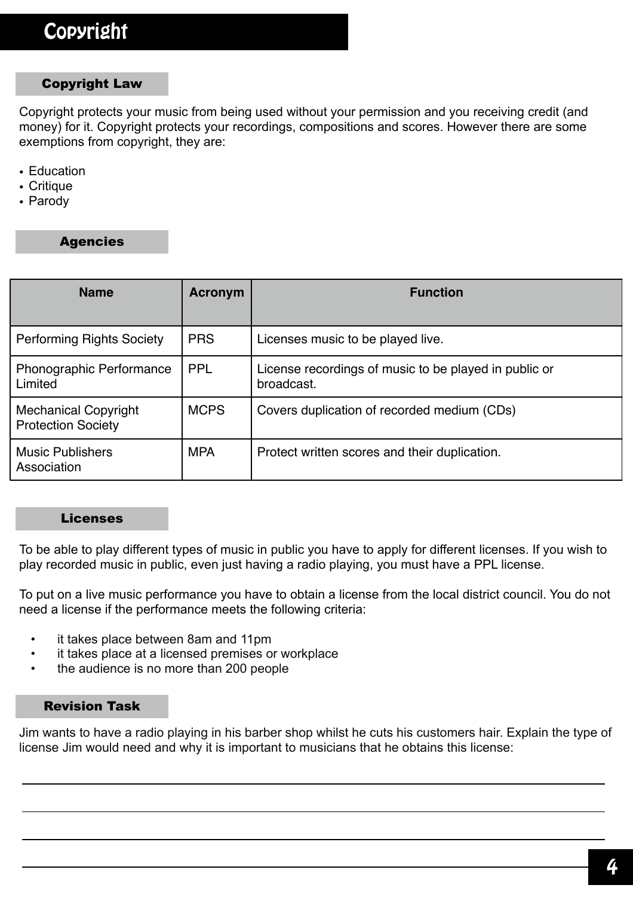# Copyright

## Copyright Law

Copyright protects your music from being used without your permission and you receiving credit (and money) for it. Copyright protects your recordings, compositions and scores. However there are some exemptions from copyright, they are:

- Education
- Critique
- Parody

## Agencies

| Name | Acronym | Function |
|---|---|---|
| Performing Rights Society | PRS | Licenses music to be played live. |
| Phonographic Performance Limited | PPL | License recordings of music to be played in public or broadcast. |
| Mechanical Copyright Protection Society | MCPS | Covers duplication of recorded medium (CDs) |
| Music Publishers Association | MPA | Protect written scores and their duplication. |

## Licenses

To be able to play different types of music in public you have to apply for different licenses. If you wish to play recorded music in public, even just having a radio playing, you must have a PPL license.

To put on a live music performance you have to obtain a license from the local district council. You do not need a license if the performance meets the following criteria:

- it takes place between 8am and 11pm
- it takes place at a licensed premises or workplace
- the audience is no more than 200 people

## Revision Task

Jim wants to have a radio playing in his barber shop whilst he cuts his customers hair. Explain the type of license Jim would need and why it is important to musicians that he obtains this license:

______________________________________________________________________

______________________________________________________________________

______________________________________________________________________

______________________________________________________________________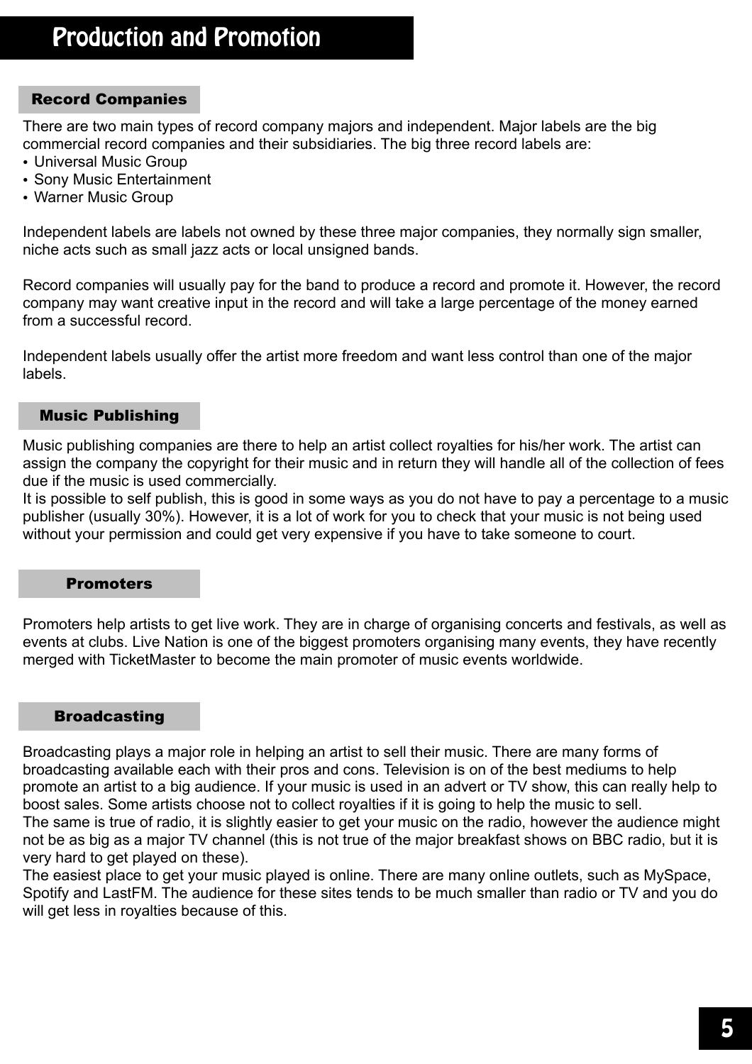# Production and Promotion

## Record Companies

There are two main types of record company majors and independent. Major labels are the big commercial record companies and their subsidiaries. The big three record labels are:

- Universal Music Group
- Sony Music Entertainment
- Warner Music Group

Independent labels are labels not owned by these three major companies, they normally sign smaller, niche acts such as small jazz acts or local unsigned bands.

Record companies will usually pay for the band to produce a record and promote it. However, the record company may want creative input in the record and will take a large percentage of the money earned from a successful record.

Independent labels usually offer the artist more freedom and want less control than one of the major labels.

## Music Publishing

Music publishing companies are there to help an artist collect royalties for his/her work. The artist can assign the company the copyright for their music and in return they will handle all of the collection of fees due if the music is used commercially.
It is possible to self publish, this is good in some ways as you do not have to pay a percentage to a music publisher (usually 30%). However, it is a lot of work for you to check that your music is not being used without your permission and could get very expensive if you have to take someone to court.

## Promoters

Promoters help artists to get live work. They are in charge of organising concerts and festivals, as well as events at clubs. Live Nation is one of the biggest promoters organising many events, they have recently merged with TicketMaster to become the main promoter of music events worldwide.

## Broadcasting

Broadcasting plays a major role in helping an artist to sell their music. There are many forms of broadcasting available each with their pros and cons. Television is on of the best mediums to help promote an artist to a big audience. If your music is used in an advert or TV show, this can really help to boost sales. Some artists choose not to collect royalties if it is going to help the music to sell.
The same is true of radio, it is slightly easier to get your music on the radio, however the audience might not be as big as a major TV channel (this is not true of the major breakfast shows on BBC radio, but it is very hard to get played on these).
The easiest place to get your music played is online. There are many online outlets, such as MySpace, Spotify and LastFM. The audience for these sites tends to be much smaller than radio or TV and you do will get less in royalties because of this.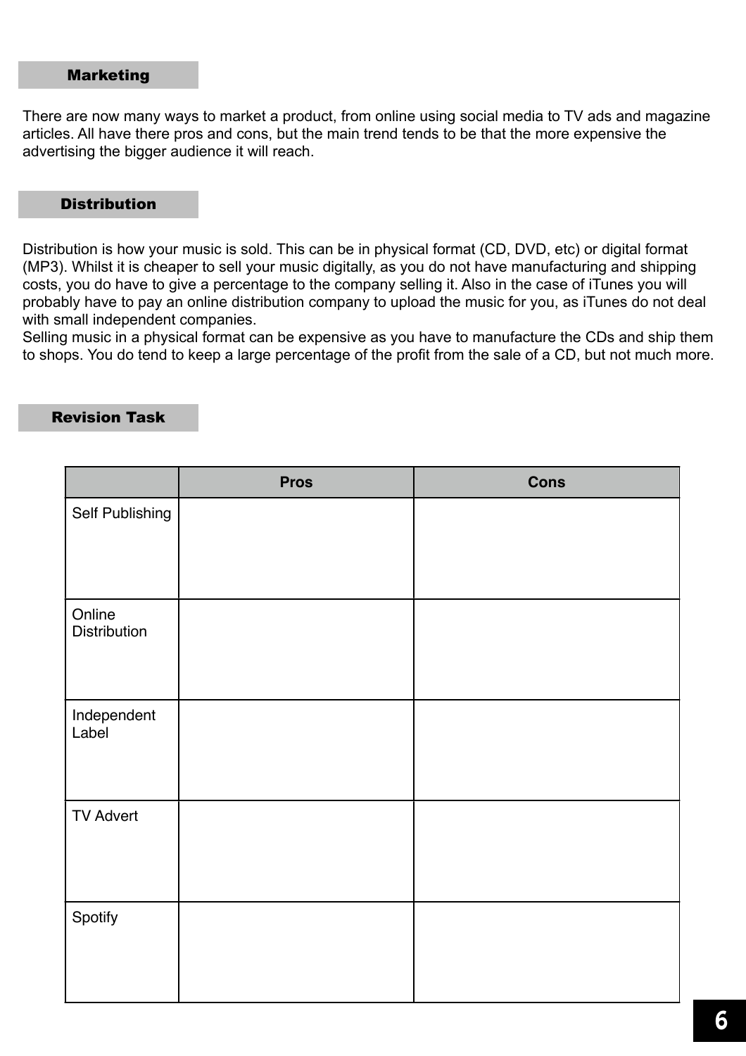## Marketing

There are now many ways to market a product, from online using social media to TV ads and magazine articles. All have there pros and cons, but the main trend tends to be that the more expensive the advertising the bigger audience it will reach.

## Distribution

Distribution is how your music is sold. This can be in physical format (CD, DVD, etc) or digital format (MP3). Whilst it is cheaper to sell your music digitally, as you do not have manufacturing and shipping costs, you do have to give a percentage to the company selling it. Also in the case of iTunes you will probably have to pay an online distribution company to upload the music for you, as iTunes do not deal with small independent companies.
Selling music in a physical format can be expensive as you have to manufacture the CDs and ship them to shops. You do tend to keep a large percentage of the profit from the sale of a CD, but not much more.

## Revision Task

| | Pros | Cons |
|---|---|---|
| Self Publishing | | |
| Online Distribution | | |
| Independent Label | | |
| TV Advert | | |
| Spotify | | |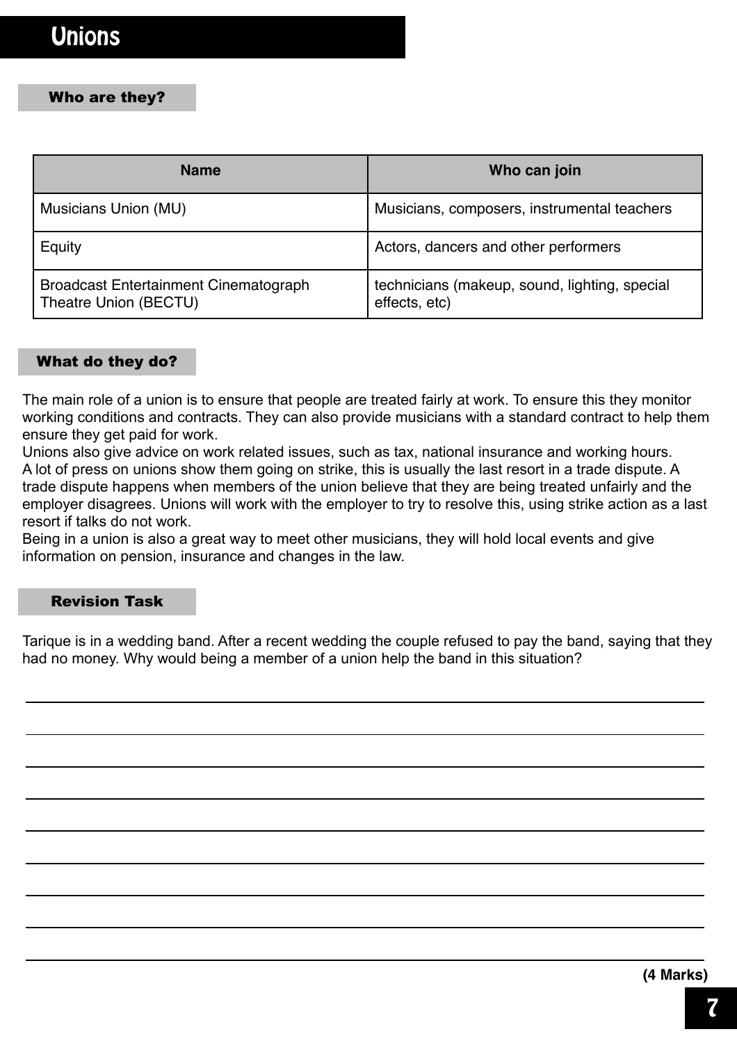# Unions

## Who are they?

| Name | Who can join |
|---|---|
| Musicians Union (MU) | Musicians, composers, instrumental teachers |
| Equity | Actors, dancers and other performers |
| Broadcast Entertainment Cinematograph Theatre Union (BECTU) | technicians (makeup, sound, lighting, special effects, etc) |

## What do they do?

The main role of a union is to ensure that people are treated fairly at work. To ensure this they monitor working conditions and contracts. They can also provide musicians with a standard contract to help them ensure they get paid for work.

Unions also give advice on work related issues, such as tax, national insurance and working hours.

A lot of press on unions show them going on strike, this is usually the last resort in a trade dispute. A trade dispute happens when members of the union believe that they are being treated unfairly and the employer disagrees. Unions will work with the employer to try to resolve this, using strike action as a last resort if talks do not work.

Being in a union is also a great way to meet other musicians, they will hold local events and give information on pension, insurance and changes in the law.

## Revision Task

Tarique is in a wedding band. After a recent wedding the couple refused to pay the band, saying that they had no money. Why would being a member of a union help the band in this situation?

**(4 Marks)**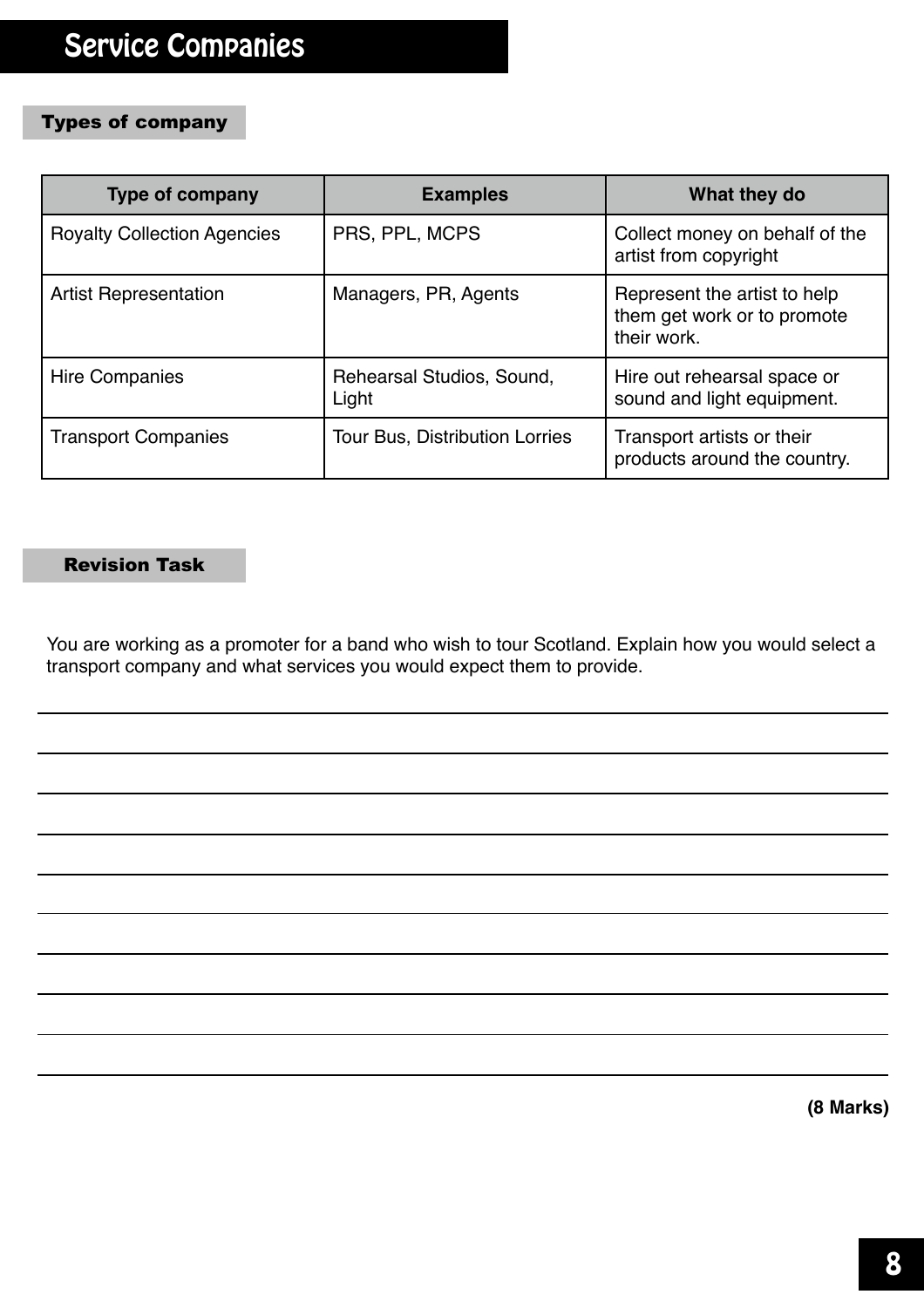# Service Companies

## Types of company

| Type of company | Examples | What they do |
|---|---|---|
| Royalty Collection Agencies | PRS, PPL, MCPS | Collect money on behalf of the artist from copyright |
| Artist Representation | Managers, PR, Agents | Represent the artist to help them get work or to promote their work. |
| Hire Companies | Rehearsal Studios, Sound, Light | Hire out rehearsal space or sound and light equipment. |
| Transport Companies | Tour Bus, Distribution Lorries | Transport artists or their products around the country. |

## Revision Task

You are working as a promoter for a band who wish to tour Scotland. Explain how you would select a transport company and what services you would expect them to provide.

**(8 Marks)**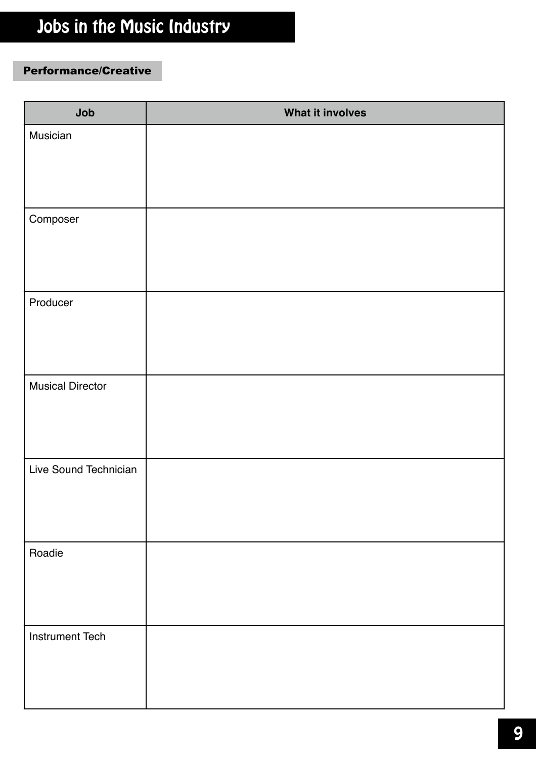# Jobs in the Music Industry

## Performance/Creative

| Job | What it involves |
|---|---|
| Musician | |
| Composer | |
| Producer | |
| Musical Director | |
| Live Sound Technician | |
| Roadie | |
| Instrument Tech | |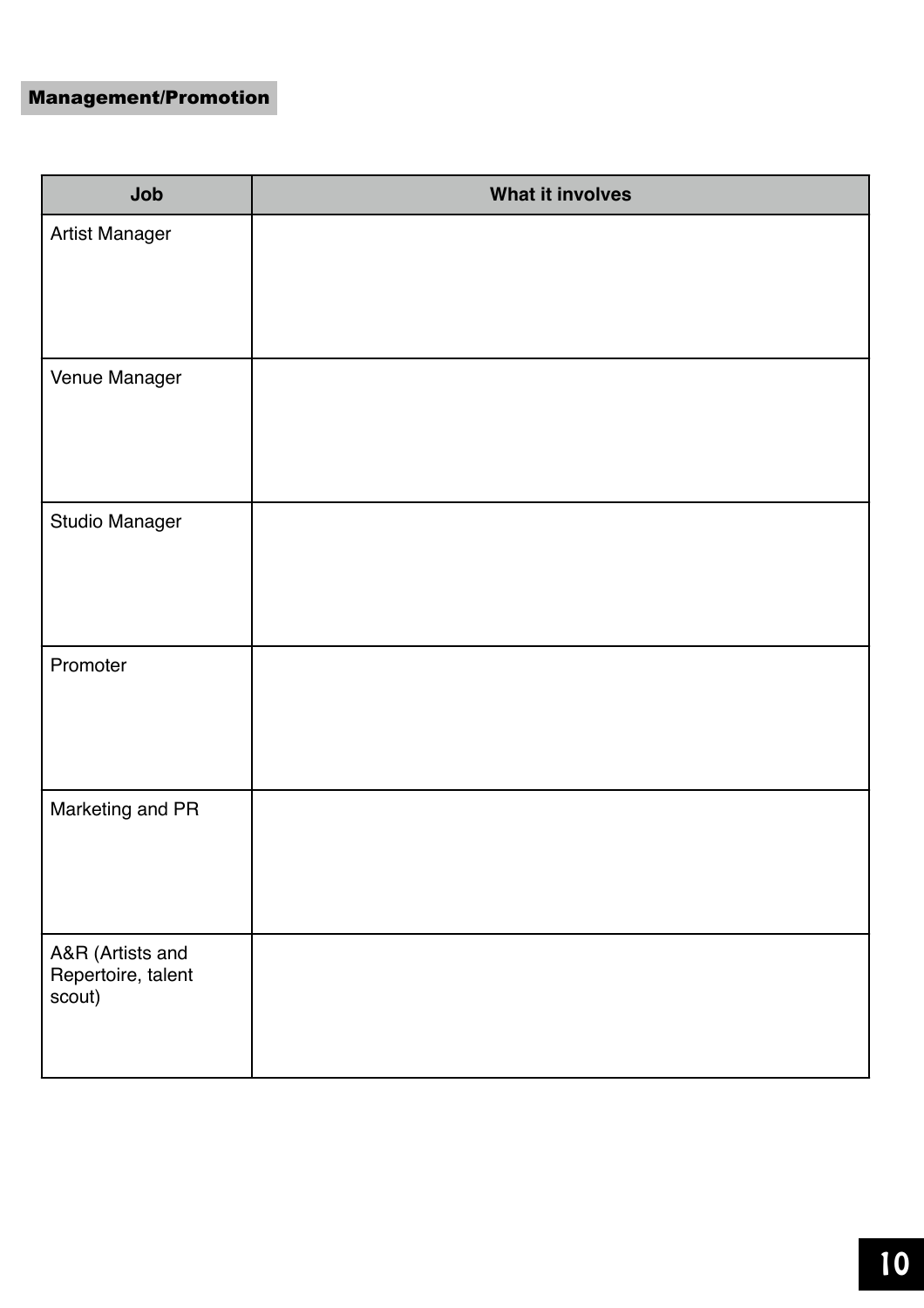## Management/Promotion

| Job | What it involves |
|---|---|
| Artist Manager | |
| Venue Manager | |
| Studio Manager | |
| Promoter | |
| Marketing and PR | |
| A&R (Artists and Repertoire, talent scout) | |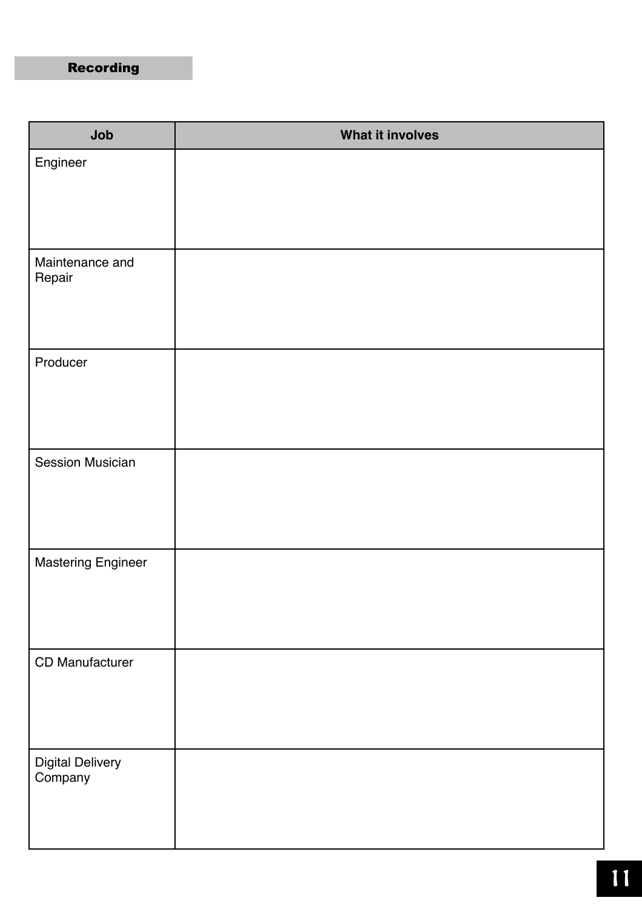## Recording

| Job | What it involves |
| --- | --- |
| Engineer | |
| Maintenance and Repair | |
| Producer | |
| Session Musician | |
| Mastering Engineer | |
| CD Manufacturer | |
| Digital Delivery Company | |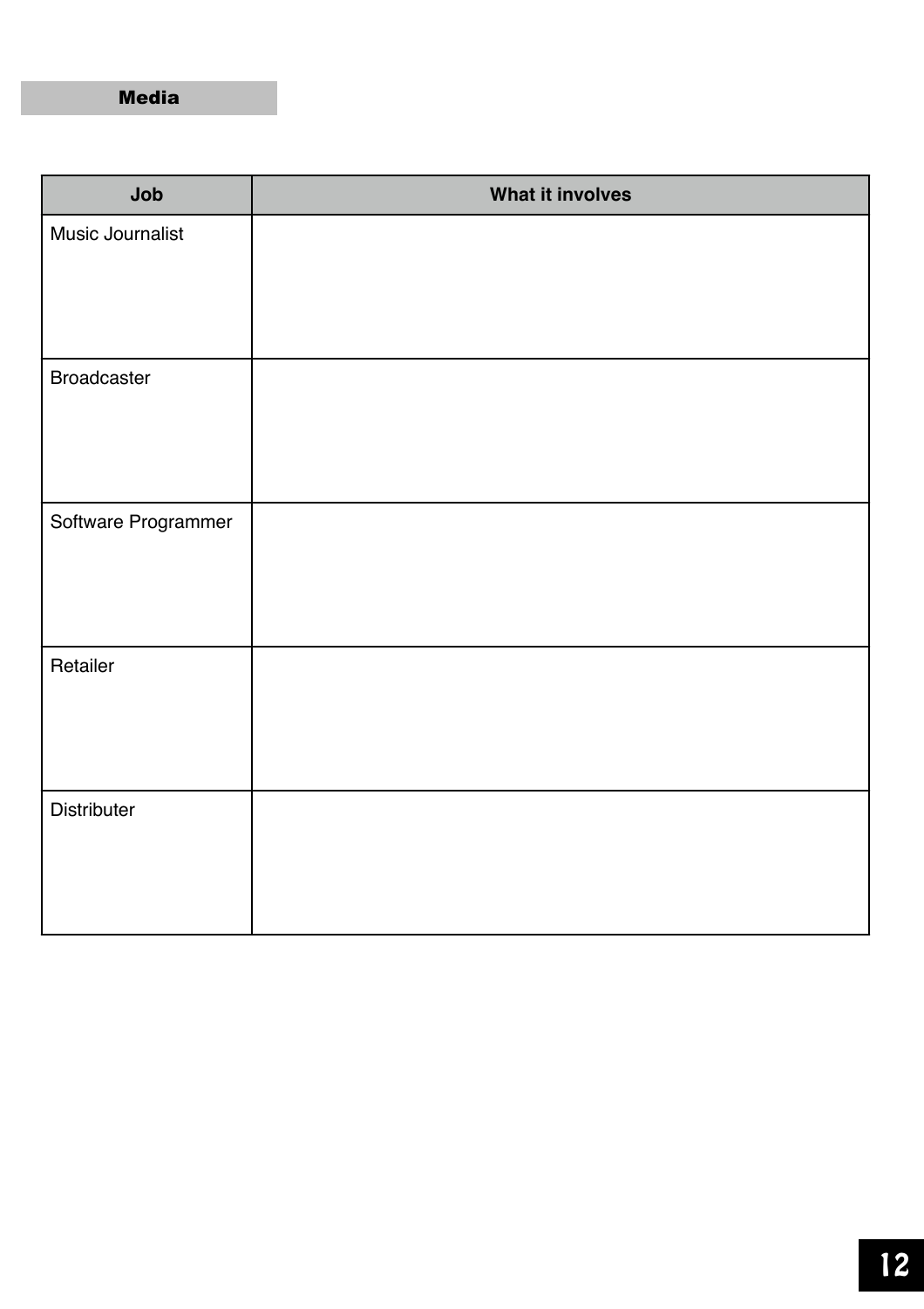## Media

| Job | What it involves |
| --- | --- |
| Music Journalist | |
| Broadcaster | |
| Software Programmer | |
| Retailer | |
| Distributer | |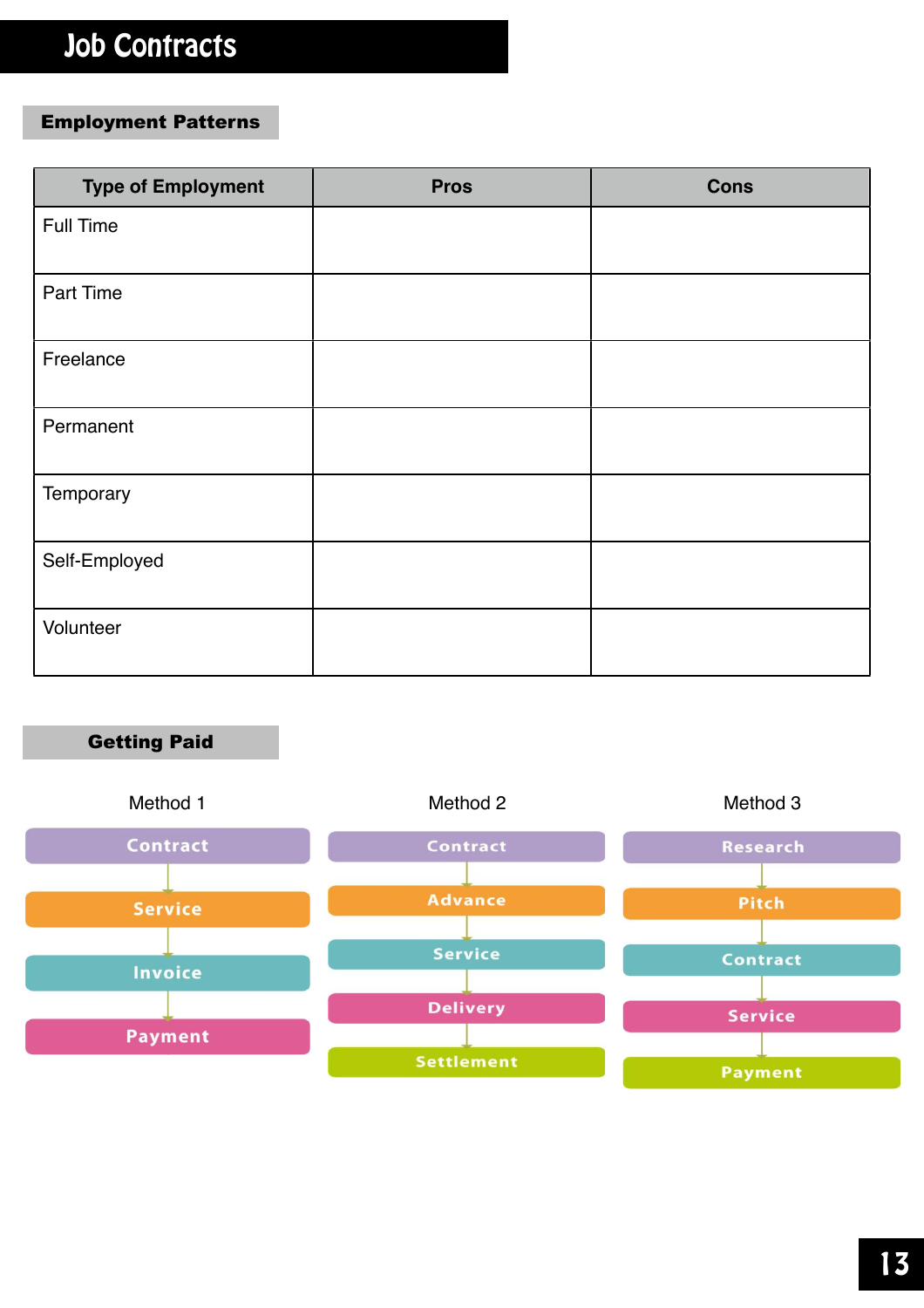# Job Contracts

## Employment Patterns

| Type of Employment | Pros | Cons |
|---|---|---|
| Full Time | | |
| Part Time | | |
| Freelance | | |
| Permanent | | |
| Temporary | | |
| Self-Employed | | |
| Volunteer | | |

## Getting Paid

**Method 1**

Contract → Service → Invoice → Payment

**Method 2**

Contract → Advance → Service → Delivery → Settlement

**Method 3**

Research → Pitch → Contract → Service → Payment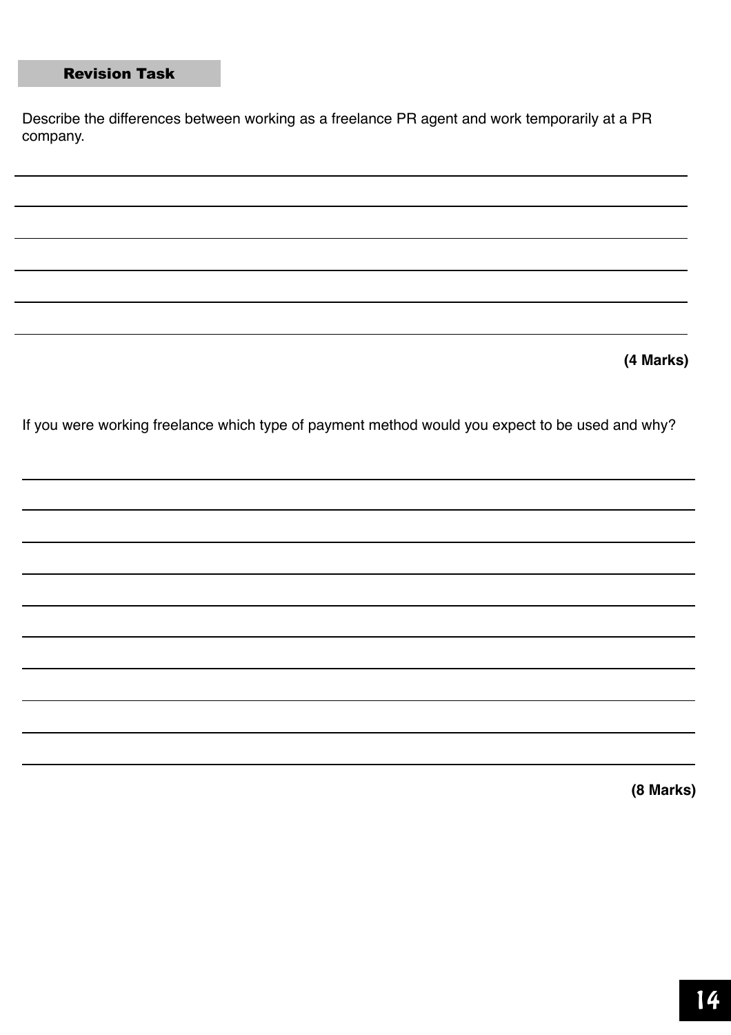## Revision Task

Describe the differences between working as a freelance PR agent and work temporarily at a PR company.

**(4 Marks)**

If you were working freelance which type of payment method would you expect to be used and why?

**(8 Marks)**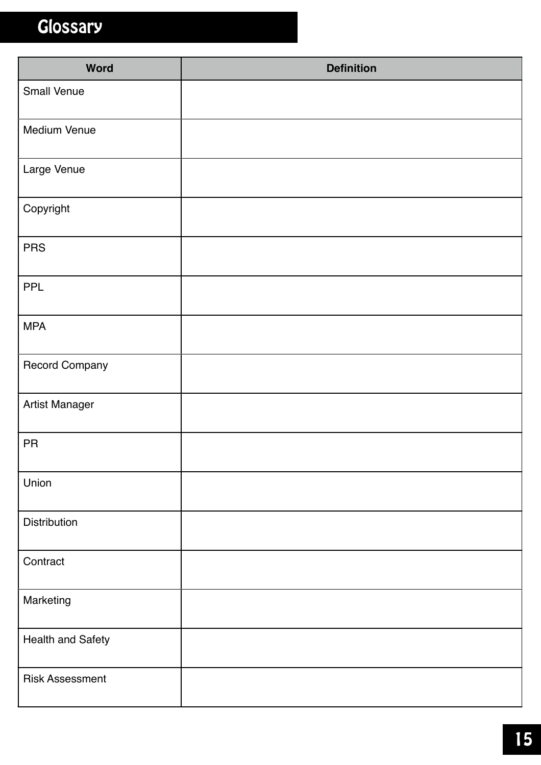# Glossary

| Word | Definition |
|---|---|
| Small Venue | |
| Medium Venue | |
| Large Venue | |
| Copyright | |
| PRS | |
| PPL | |
| MPA | |
| Record Company | |
| Artist Manager | |
| PR | |
| Union | |
| Distribution | |
| Contract | |
| Marketing | |
| Health and Safety | |
| Risk Assessment | |